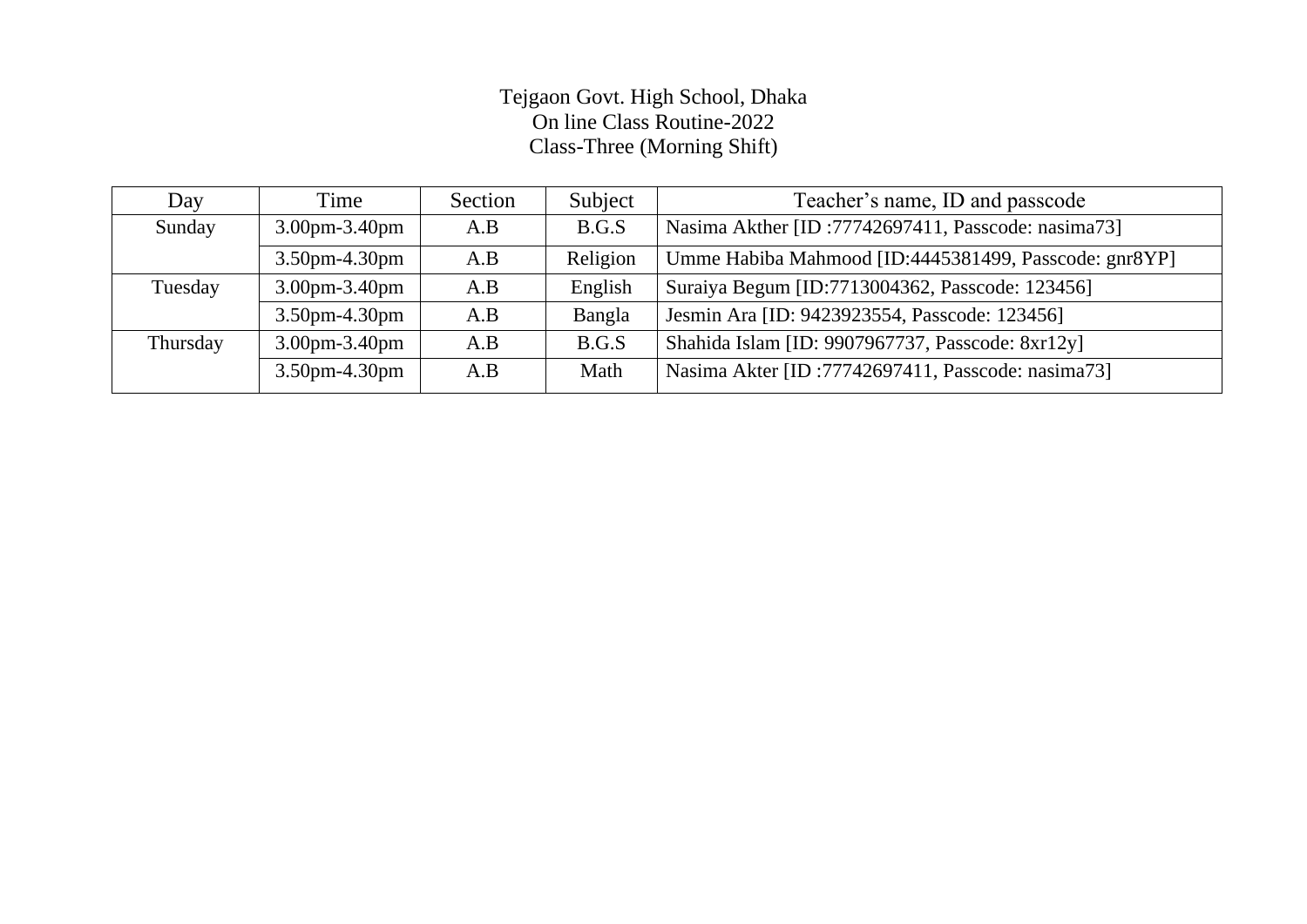Tejgaon Govt. High School, Dhaka
On line Class Routine-2022
Class-Three (Morning Shift)

| Day | Time | Section | Subject | Teacher's name, ID and passcode |
|---|---|---|---|---|
| Sunday | 3.00pm-3.40pm | A.B | B.G.S | Nasima Akther [ID :77742697411, Passcode: nasima73] |
| | 3.50pm-4.30pm | A.B | Religion | Umme Habiba Mahmood [ID:4445381499, Passcode: gnr8YP] |
| Tuesday | 3.00pm-3.40pm | A.B | English | Suraiya Begum [ID:7713004362, Passcode: 123456] |
| | 3.50pm-4.30pm | A.B | Bangla | Jesmin Ara [ID: 9423923554, Passcode: 123456] |
| Thursday | 3.00pm-3.40pm | A.B | B.G.S | Shahida Islam [ID: 9907967737, Passcode: 8xr12y] |
| | 3.50pm-4.30pm | A.B | Math | Nasima Akter [ID :77742697411, Passcode: nasima73] |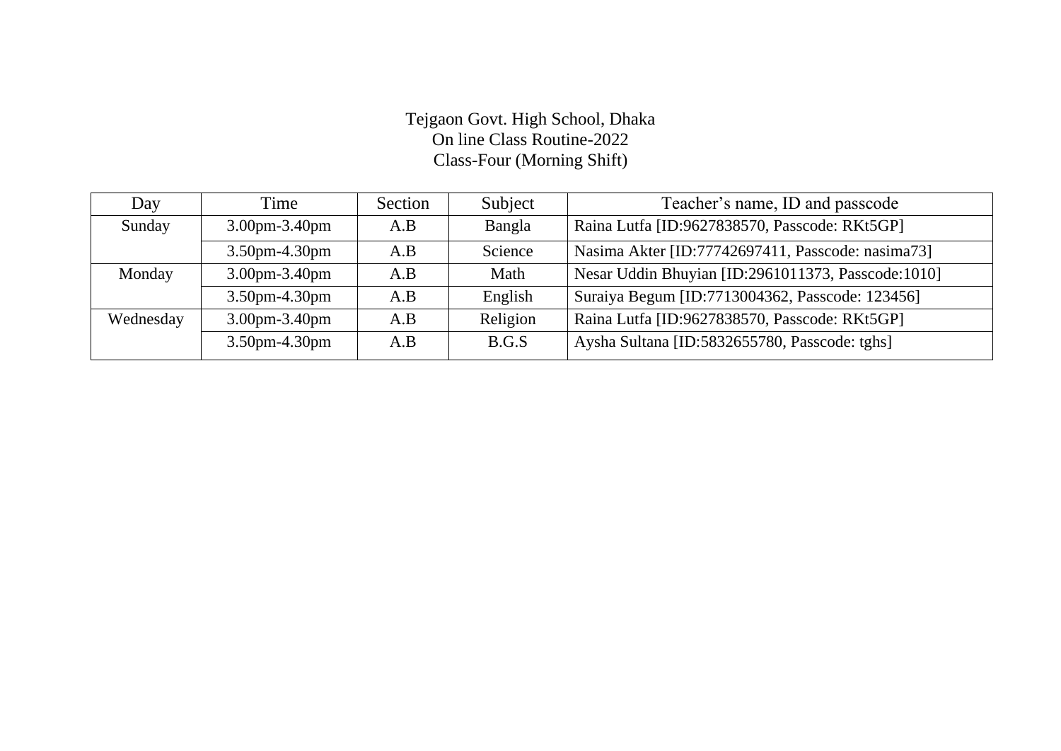# Tejgaon Govt. High School, Dhaka
## On line Class Routine-2022
### Class-Four (Morning Shift)

| Day | Time | Section | Subject | Teacher's name, ID and passcode |
| --- | --- | --- | --- | --- |
| Sunday | 3.00pm-3.40pm | A.B | Bangla | Raina Lutfa [ID:9627838570, Passcode: RKt5GP] |
| | 3.50pm-4.30pm | A.B | Science | Nasima Akter [ID:77742697411, Passcode: nasima73] |
| Monday | 3.00pm-3.40pm | A.B | Math | Nesar Uddin Bhuyian [ID:2961011373, Passcode:1010] |
| | 3.50pm-4.30pm | A.B | English | Suraiya Begum [ID:7713004362, Passcode: 123456] |
| Wednesday | 3.00pm-3.40pm | A.B | Religion | Raina Lutfa [ID:9627838570, Passcode: RKt5GP] |
| | 3.50pm-4.30pm | A.B | B.G.S | Aysha Sultana [ID:5832655780, Passcode: tghs] |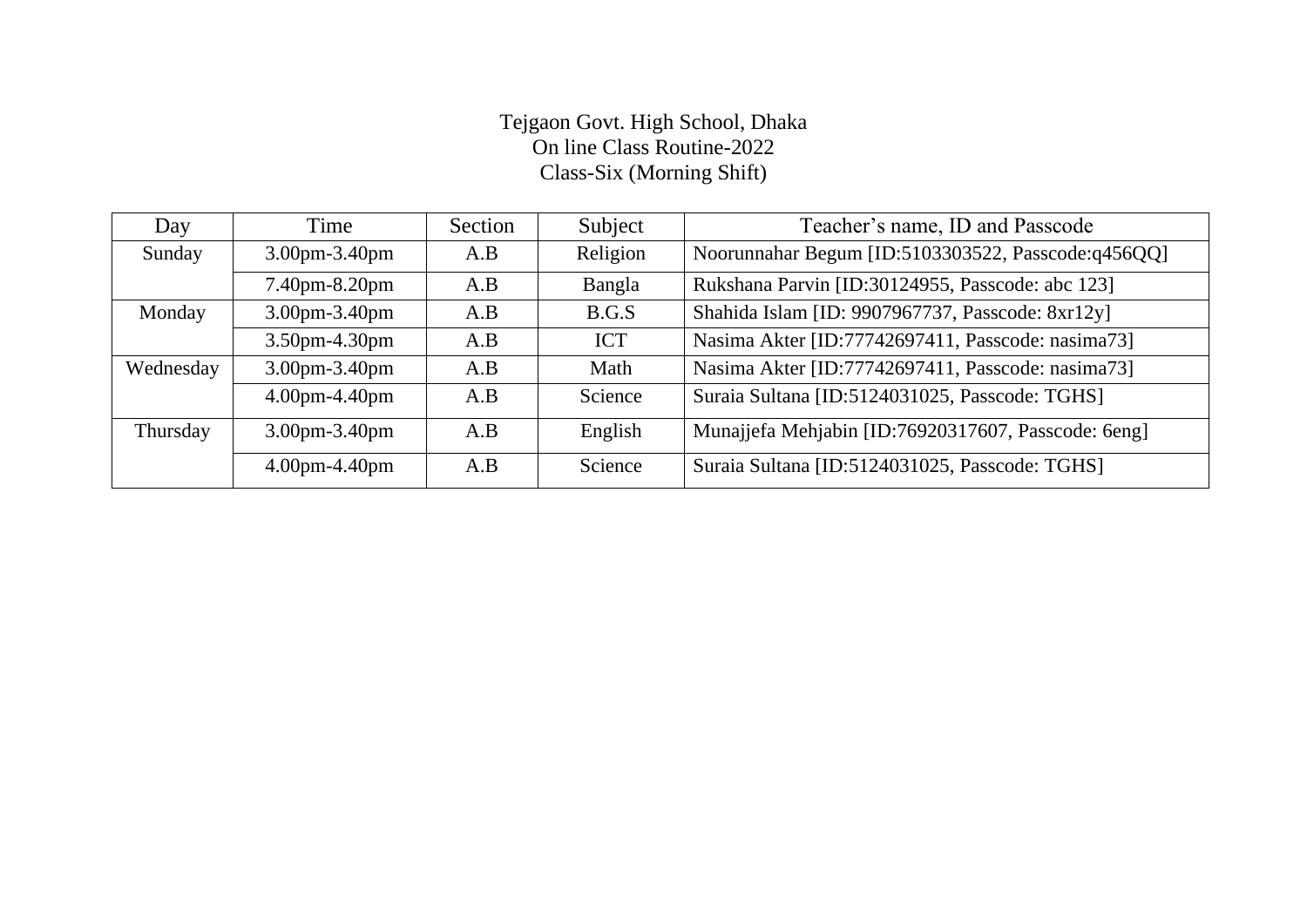# Tejgaon Govt. High School, Dhaka
## On line Class Routine-2022
### Class-Six (Morning Shift)

| Day | Time | Section | Subject | Teacher's name, ID and Passcode |
|---|---|---|---|---|
| Sunday | 3.00pm-3.40pm | A.B | Religion | Noorunnahar Begum [ID:5103303522, Passcode:q456QQ] |
| | 7.40pm-8.20pm | A.B | Bangla | Rukshana Parvin [ID:30124955, Passcode: abc 123] |
| Monday | 3.00pm-3.40pm | A.B | B.G.S | Shahida Islam [ID: 9907967737, Passcode: 8xr12y] |
| | 3.50pm-4.30pm | A.B | ICT | Nasima Akter [ID:77742697411, Passcode: nasima73] |
| Wednesday | 3.00pm-3.40pm | A.B | Math | Nasima Akter [ID:77742697411, Passcode: nasima73] |
| | 4.00pm-4.40pm | A.B | Science | Suraia Sultana [ID:5124031025, Passcode: TGHS] |
| Thursday | 3.00pm-3.40pm | A.B | English | Munajjefa Mehjabin [ID:76920317607, Passcode: 6eng] |
| | 4.00pm-4.40pm | A.B | Science | Suraia Sultana [ID:5124031025, Passcode: TGHS] |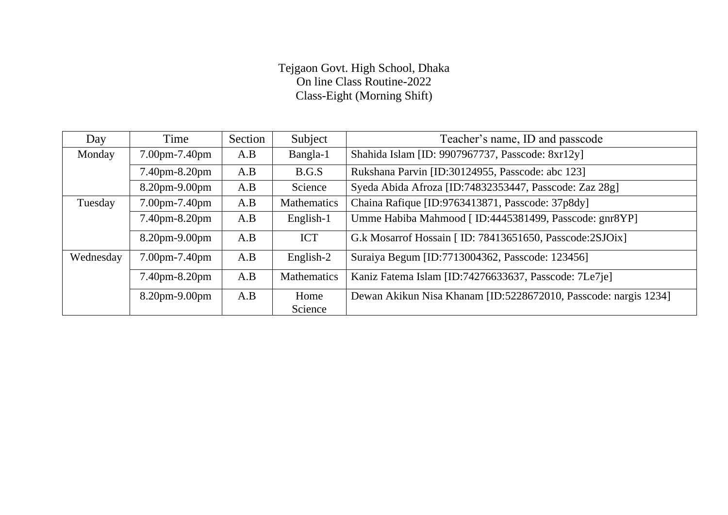Tejgaon Govt. High School, Dhaka
On line Class Routine-2022
Class-Eight (Morning Shift)

| Day | Time | Section | Subject | Teacher's name, ID and passcode |
|---|---|---|---|---|
| Monday | 7.00pm-7.40pm | A.B | Bangla-1 | Shahida Islam [ID: 9907967737, Passcode: 8xr12y] |
| | 7.40pm-8.20pm | A.B | B.G.S | Rukshana Parvin [ID:30124955, Passcode: abc 123] |
| | 8.20pm-9.00pm | A.B | Science | Syeda Abida Afroza [ID:74832353447, Passcode: Zaz 28g] |
| Tuesday | 7.00pm-7.40pm | A.B | Mathematics | Chaina Rafique [ID:9763413871, Passcode: 37p8dy] |
| | 7.40pm-8.20pm | A.B | English-1 | Umme Habiba Mahmood [ ID:4445381499, Passcode: gnr8YP] |
| | 8.20pm-9.00pm | A.B | ICT | G.k Mosarrof Hossain [ ID: 78413651650, Passcode:2SJOix] |
| Wednesday | 7.00pm-7.40pm | A.B | English-2 | Suraiya Begum [ID:7713004362, Passcode: 123456] |
| | 7.40pm-8.20pm | A.B | Mathematics | Kaniz Fatema Islam [ID:74276633637, Passcode: 7Le7je] |
| | 8.20pm-9.00pm | A.B | Home Science | Dewan Akikun Nisa Khanam [ID:5228672010, Passcode: nargis 1234] |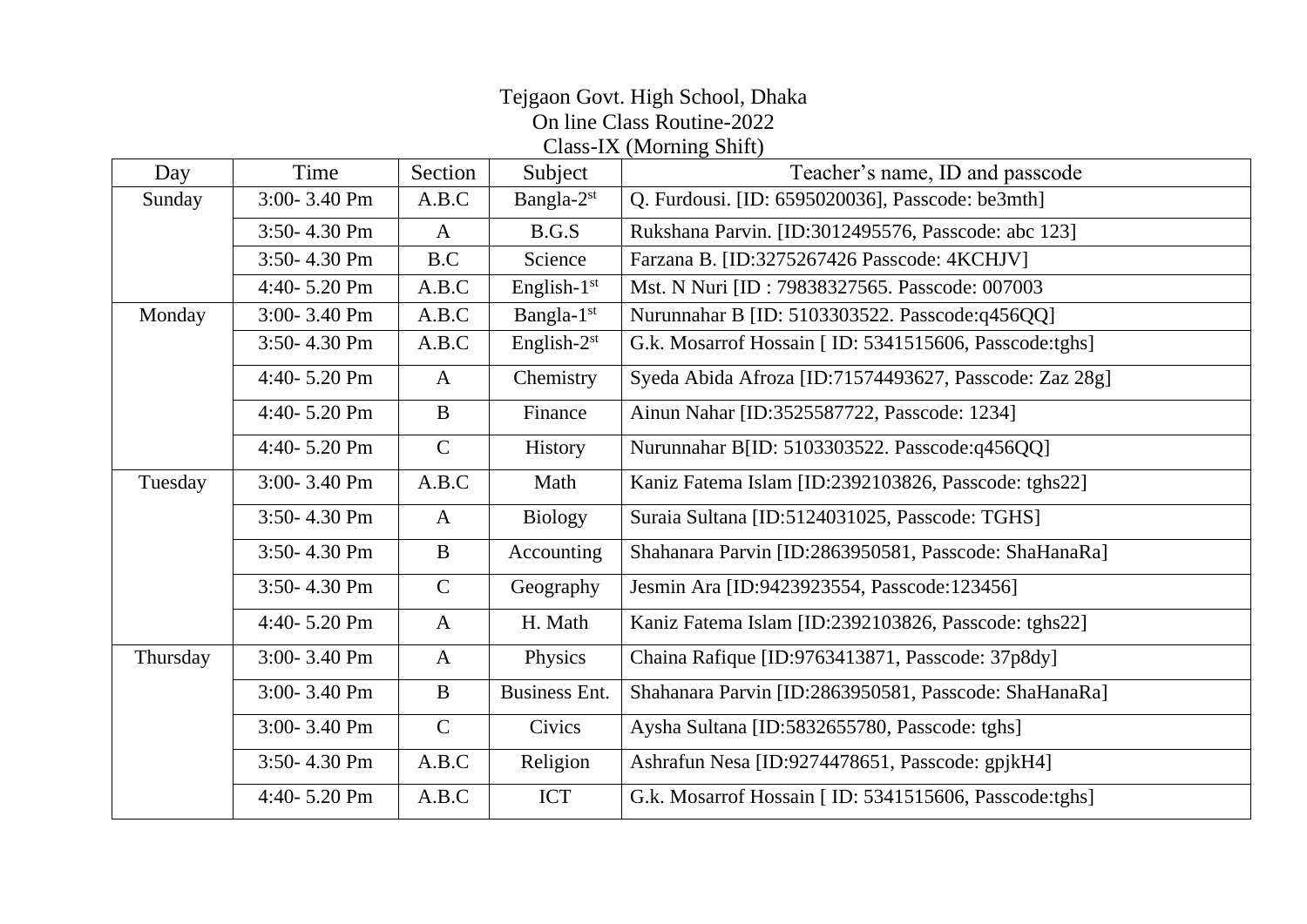Tejgaon Govt. High School, Dhaka
On line Class Routine-2022
Class-IX (Morning Shift)

| Day | Time | Section | Subject | Teacher's name, ID and passcode |
|---|---|---|---|---|
| Sunday | 3:00- 3.40 Pm | A.B.C | Bangla-2st | Q. Furdousi. [ID: 6595020036], Passcode: be3mth] |
| | 3:50- 4.30 Pm | A | B.G.S | Rukshana Parvin. [ID:3012495576, Passcode: abc 123] |
| | 3:50- 4.30 Pm | B.C | Science | Farzana B. [ID:3275267426 Passcode: 4KCHJV] |
| | 4:40- 5.20 Pm | A.B.C | English-1st | Mst. N Nuri [ID : 79838327565. Passcode: 007003 |
| Monday | 3:00- 3.40 Pm | A.B.C | Bangla-1st | Nurunnahar B [ID: 5103303522. Passcode:q456QQ] |
| | 3:50- 4.30 Pm | A.B.C | English-2st | G.k. Mosarrof Hossain [ ID: 5341515606, Passcode:tghs] |
| | 4:40- 5.20 Pm | A | Chemistry | Syeda Abida Afroza [ID:71574493627, Passcode: Zaz 28g] |
| | 4:40- 5.20 Pm | B | Finance | Ainun Nahar [ID:3525587722, Passcode: 1234] |
| | 4:40- 5.20 Pm | C | History | Nurunnahar B[ID: 5103303522. Passcode:q456QQ] |
| Tuesday | 3:00- 3.40 Pm | A.B.C | Math | Kaniz Fatema Islam [ID:2392103826, Passcode: tghs22] |
| | 3:50- 4.30 Pm | A | Biology | Suraia Sultana [ID:5124031025, Passcode: TGHS] |
| | 3:50- 4.30 Pm | B | Accounting | Shahanara Parvin [ID:2863950581, Passcode: ShaHanaRa] |
| | 3:50- 4.30 Pm | C | Geography | Jesmin Ara [ID:9423923554, Passcode:123456] |
| | 4:40- 5.20 Pm | A | H. Math | Kaniz Fatema Islam [ID:2392103826, Passcode: tghs22] |
| Thursday | 3:00- 3.40 Pm | A | Physics | Chaina Rafique [ID:9763413871, Passcode: 37p8dy] |
| | 3:00- 3.40 Pm | B | Business Ent. | Shahanara Parvin [ID:2863950581, Passcode: ShaHanaRa] |
| | 3:00- 3.40 Pm | C | Civics | Aysha Sultana [ID:5832655780, Passcode: tghs] |
| | 3:50- 4.30 Pm | A.B.C | Religion | Ashrafun Nesa [ID:9274478651, Passcode: gpjkH4] |
| | 4:40- 5.20 Pm | A.B.C | ICT | G.k. Mosarrof Hossain [ ID: 5341515606, Passcode:tghs] |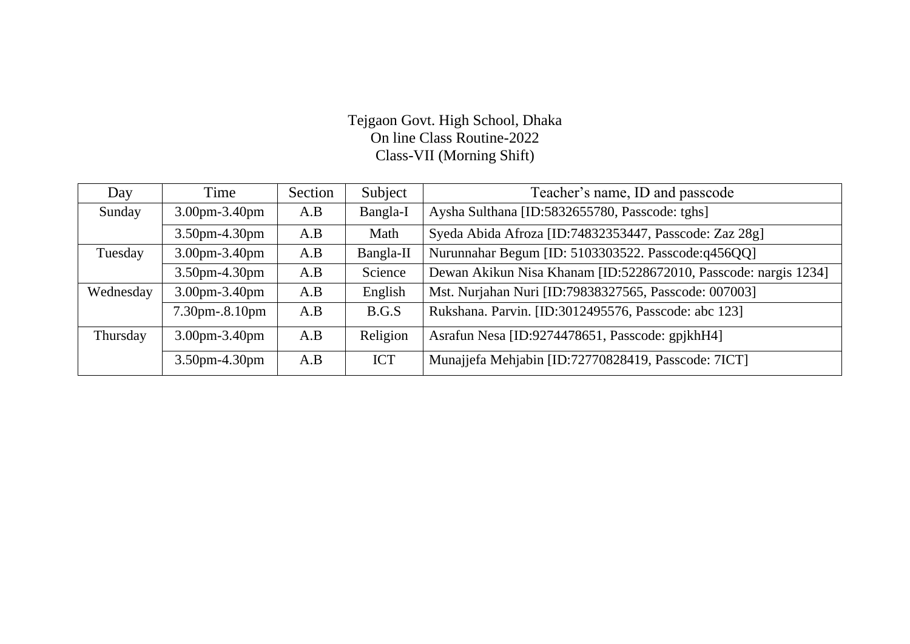Tejgaon Govt. High School, Dhaka
On line Class Routine-2022
Class-VII (Morning Shift)

| Day | Time | Section | Subject | Teacher's name, ID and passcode |
|---|---|---|---|---|
| Sunday | 3.00pm-3.40pm | A.B | Bangla-I | Aysha Sulthana [ID:5832655780, Passcode: tghs] |
| | 3.50pm-4.30pm | A.B | Math | Syeda Abida Afroza [ID:74832353447, Passcode: Zaz 28g] |
| Tuesday | 3.00pm-3.40pm | A.B | Bangla-II | Nurunnahar Begum [ID: 5103303522. Passcode:q456QQ] |
| | 3.50pm-4.30pm | A.B | Science | Dewan Akikun Nisa Khanam [ID:5228672010, Passcode: nargis 1234] |
| Wednesday | 3.00pm-3.40pm | A.B | English | Mst. Nurjahan Nuri [ID:79838327565, Passcode: 007003] |
| | 7.30pm-.8.10pm | A.B | B.G.S | Rukshana. Parvin. [ID:3012495576, Passcode: abc 123] |
| Thursday | 3.00pm-3.40pm | A.B | Religion | Asrafun Nesa [ID:9274478651, Passcode: gpjkhH4] |
| | 3.50pm-4.30pm | A.B | ICT | Munajjefa Mehjabin [ID:72770828419, Passcode: 7ICT] |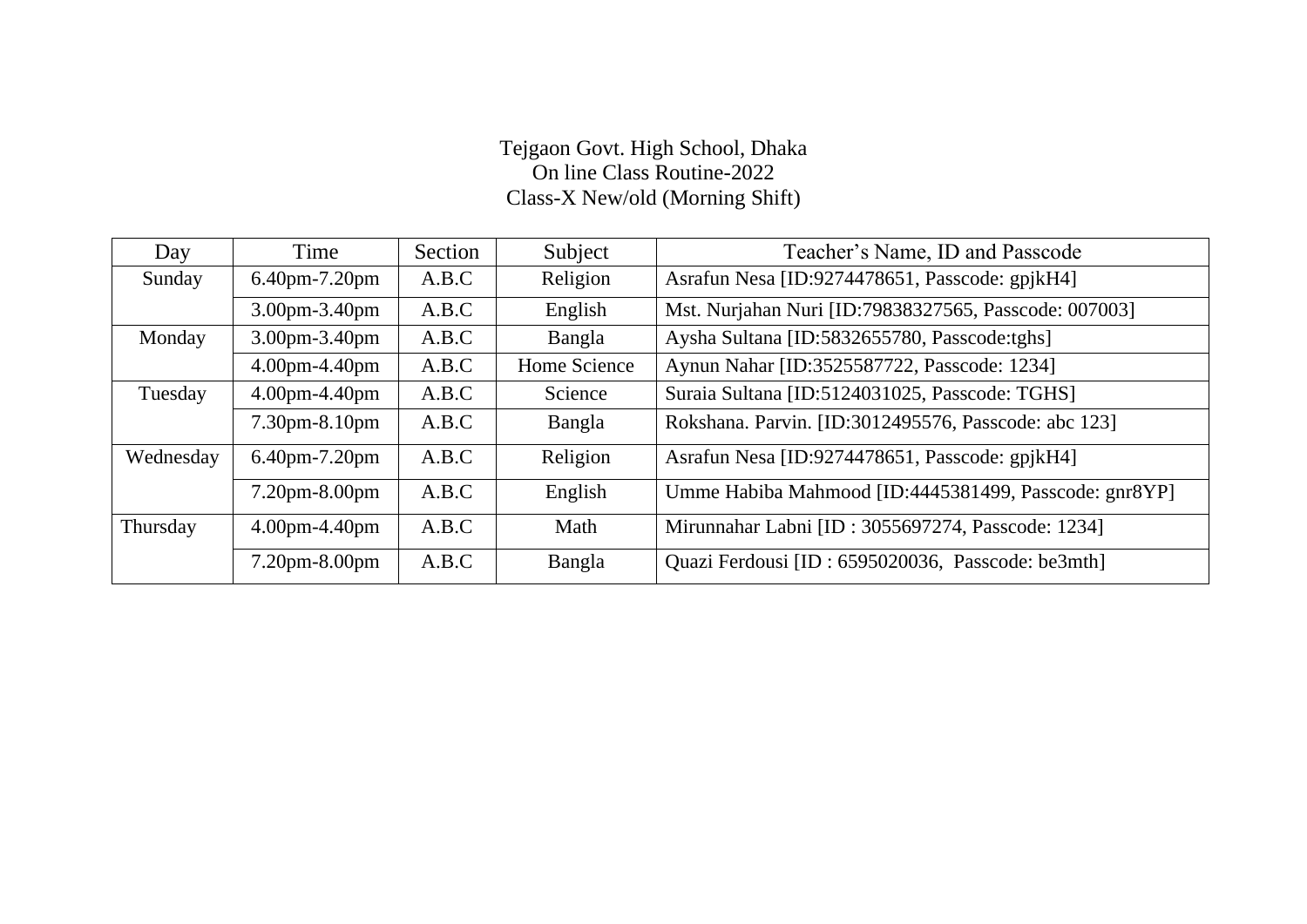Tejgaon Govt. High School, Dhaka
On line Class Routine-2022
Class-X New/old (Morning Shift)

| Day | Time | Section | Subject | Teacher's Name, ID and Passcode |
|---|---|---|---|---|
| Sunday | 6.40pm-7.20pm | A.B.C | Religion | Asrafun Nesa [ID:9274478651, Passcode: gpjkH4] |
| | 3.00pm-3.40pm | A.B.C | English | Mst. Nurjahan Nuri [ID:79838327565, Passcode: 007003] |
| Monday | 3.00pm-3.40pm | A.B.C | Bangla | Aysha Sultana [ID:5832655780, Passcode:tghs] |
| | 4.00pm-4.40pm | A.B.C | Home Science | Aynun Nahar [ID:3525587722, Passcode: 1234] |
| Tuesday | 4.00pm-4.40pm | A.B.C | Science | Suraia Sultana [ID:5124031025, Passcode: TGHS] |
| | 7.30pm-8.10pm | A.B.C | Bangla | Rokshana. Parvin. [ID:3012495576, Passcode: abc 123] |
| Wednesday | 6.40pm-7.20pm | A.B.C | Religion | Asrafun Nesa [ID:9274478651, Passcode: gpjkH4] |
| | 7.20pm-8.00pm | A.B.C | English | Umme Habiba Mahmood [ID:4445381499, Passcode: gnr8YP] |
| Thursday | 4.00pm-4.40pm | A.B.C | Math | Mirunnahar Labni [ID : 3055697274, Passcode: 1234] |
| | 7.20pm-8.00pm | A.B.C | Bangla | Quazi Ferdousi [ID : 6595020036, Passcode: be3mth] |